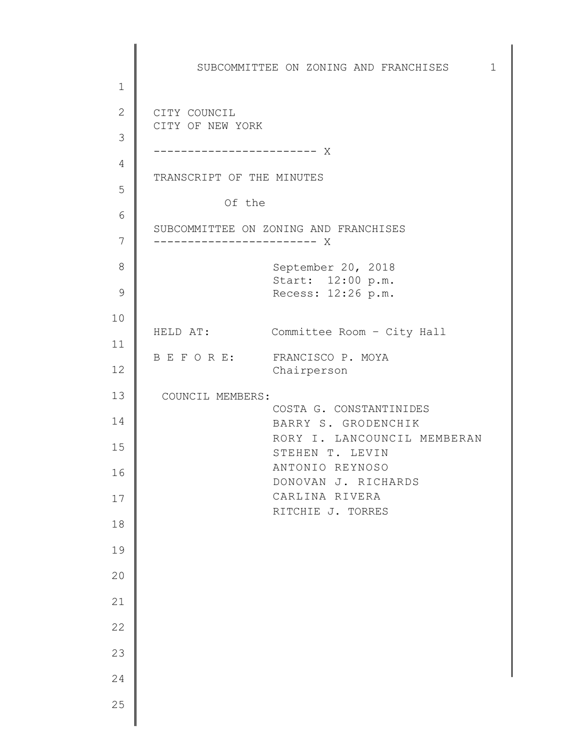CITY COUNCIL
CITY OF NEW YORK

------------------------ X

TRANSCRIPT OF THE MINUTES

Of the

SUBCOMMITTEE ON ZONING AND FRANCHISES

------------------------ X

September 20, 2018
Start: 12:00 p.m.
Recess: 12:26 p.m.

HELD AT: Committee Room – City Hall

B E F O R E: FRANCISCO P. MOYA
Chairperson

COUNCIL MEMBERS:
COSTA G. CONSTANTINIDES
BARRY S. GRODENCHIK
RORY I. LANCOUNCIL MEMBERAN
STEHEN T. LEVIN
ANTONIO REYNOSO
DONOVAN J. RICHARDS
CARLINA RIVERA
RITCHIE J. TORRES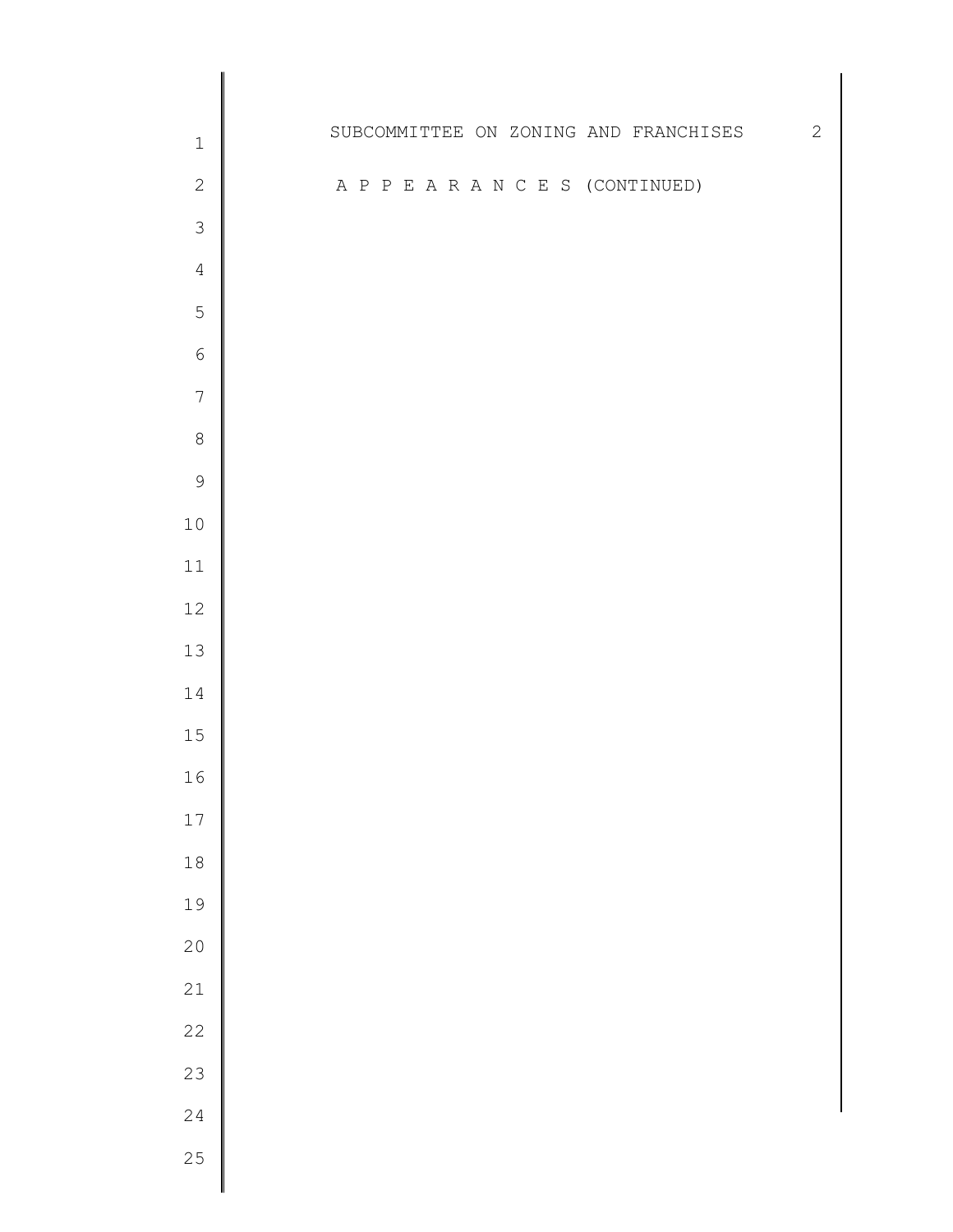A P P E A R A N C E S (CONTINUED)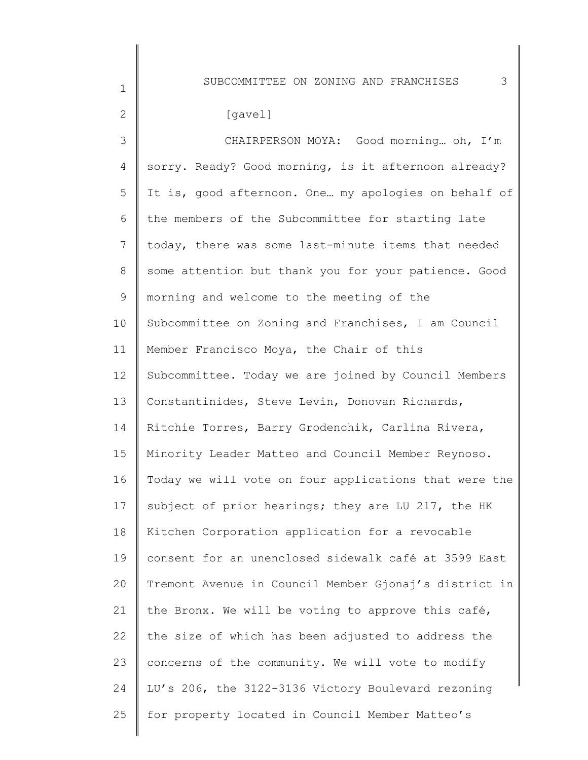[gavel]

CHAIRPERSON MOYA: Good morning… oh, I'm sorry. Ready? Good morning, is it afternoon already? It is, good afternoon. One… my apologies on behalf of the members of the Subcommittee for starting late today, there was some last-minute items that needed some attention but thank you for your patience. Good morning and welcome to the meeting of the Subcommittee on Zoning and Franchises, I am Council Member Francisco Moya, the Chair of this Subcommittee. Today we are joined by Council Members Constantinides, Steve Levin, Donovan Richards, Ritchie Torres, Barry Grodenchik, Carlina Rivera, Minority Leader Matteo and Council Member Reynoso. Today we will vote on four applications that were the subject of prior hearings; they are LU 217, the HK Kitchen Corporation application for a revocable consent for an unenclosed sidewalk café at 3599 East Tremont Avenue in Council Member Gjonaj's district in the Bronx. We will be voting to approve this café, the size of which has been adjusted to address the concerns of the community. We will vote to modify LU's 206, the 3122-3136 Victory Boulevard rezoning for property located in Council Member Matteo's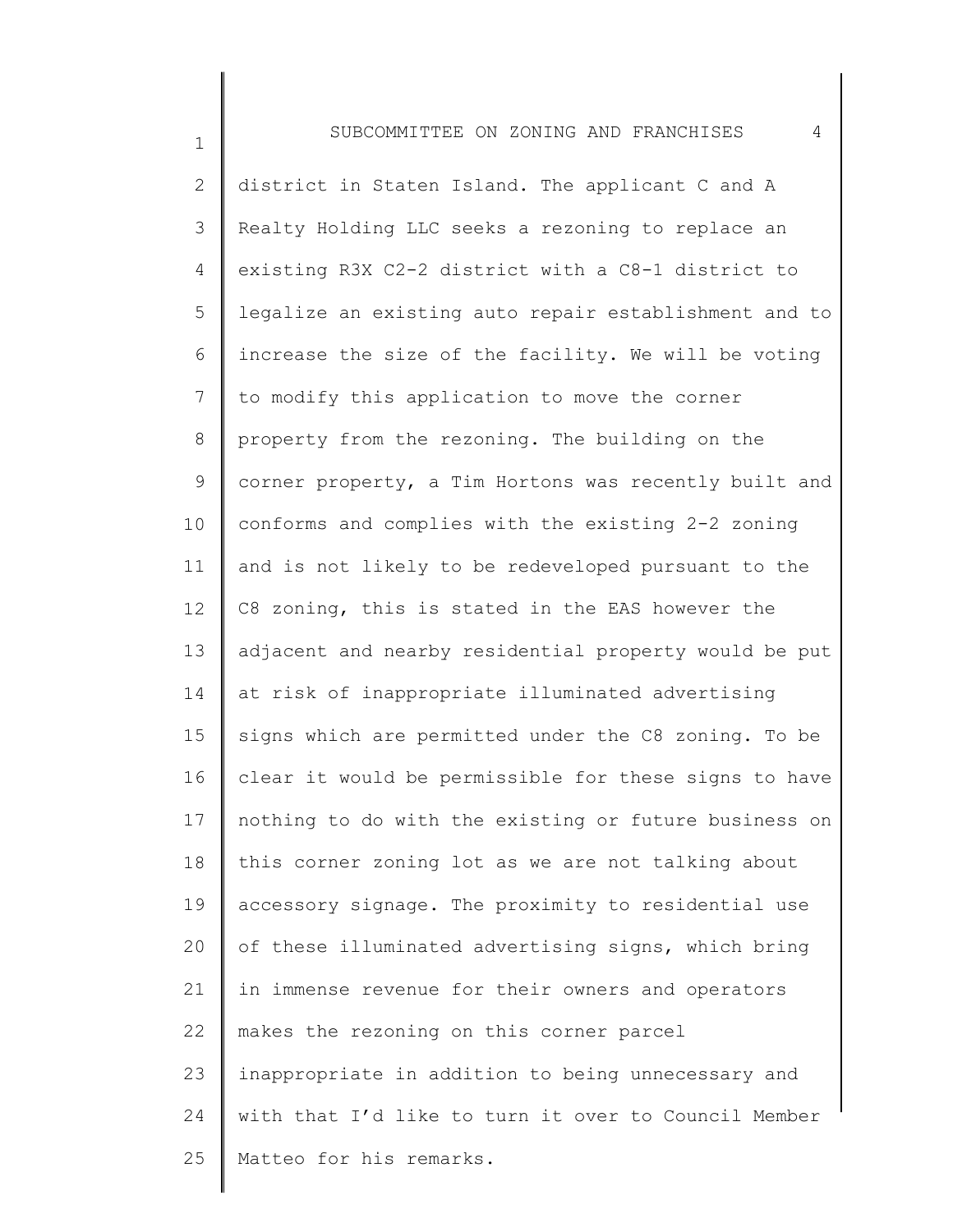district in Staten Island. The applicant C and A Realty Holding LLC seeks a rezoning to replace an existing R3X C2-2 district with a C8-1 district to legalize an existing auto repair establishment and to increase the size of the facility. We will be voting to modify this application to move the corner property from the rezoning. The building on the corner property, a Tim Hortons was recently built and conforms and complies with the existing 2-2 zoning and is not likely to be redeveloped pursuant to the C8 zoning, this is stated in the EAS however the adjacent and nearby residential property would be put at risk of inappropriate illuminated advertising signs which are permitted under the C8 zoning. To be clear it would be permissible for these signs to have nothing to do with the existing or future business on this corner zoning lot as we are not talking about accessory signage. The proximity to residential use of these illuminated advertising signs, which bring in immense revenue for their owners and operators makes the rezoning on this corner parcel inappropriate in addition to being unnecessary and with that I'd like to turn it over to Council Member Matteo for his remarks.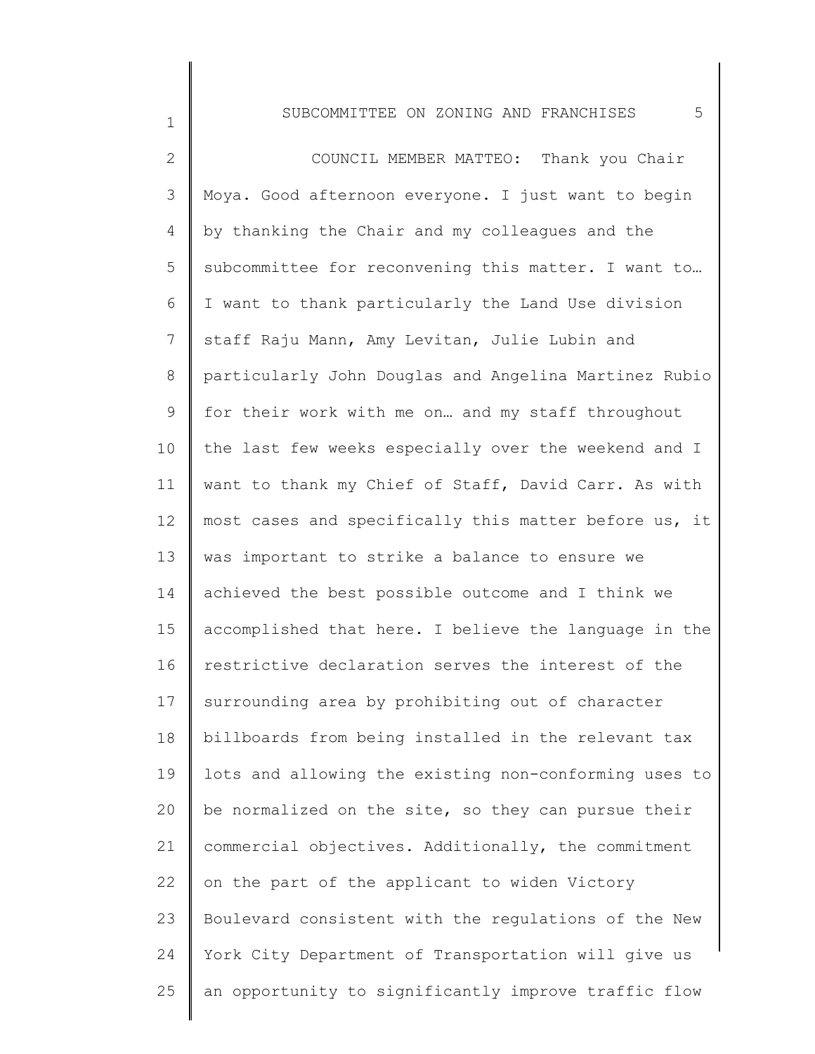COUNCIL MEMBER MATTEO: Thank you Chair Moya. Good afternoon everyone. I just want to begin by thanking the Chair and my colleagues and the subcommittee for reconvening this matter. I want to… I want to thank particularly the Land Use division staff Raju Mann, Amy Levitan, Julie Lubin and particularly John Douglas and Angelina Martinez Rubio for their work with me on… and my staff throughout the last few weeks especially over the weekend and I want to thank my Chief of Staff, David Carr. As with most cases and specifically this matter before us, it was important to strike a balance to ensure we achieved the best possible outcome and I think we accomplished that here. I believe the language in the restrictive declaration serves the interest of the surrounding area by prohibiting out of character billboards from being installed in the relevant tax lots and allowing the existing non-conforming uses to be normalized on the site, so they can pursue their commercial objectives. Additionally, the commitment on the part of the applicant to widen Victory Boulevard consistent with the regulations of the New York City Department of Transportation will give us an opportunity to significantly improve traffic flow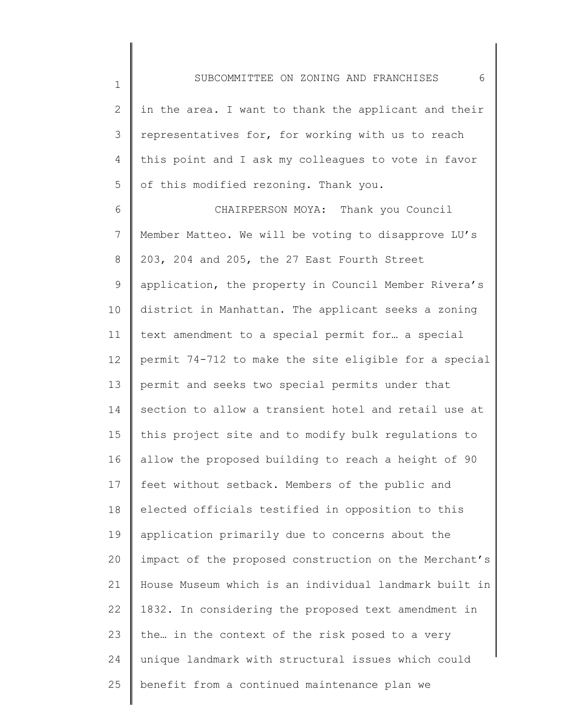in the area. I want to thank the applicant and their representatives for, for working with us to reach this point and I ask my colleagues to vote in favor of this modified rezoning. Thank you.

CHAIRPERSON MOYA: Thank you Council Member Matteo. We will be voting to disapprove LU's 203, 204 and 205, the 27 East Fourth Street application, the property in Council Member Rivera's district in Manhattan. The applicant seeks a zoning text amendment to a special permit for… a special permit 74-712 to make the site eligible for a special permit and seeks two special permits under that section to allow a transient hotel and retail use at this project site and to modify bulk regulations to allow the proposed building to reach a height of 90 feet without setback. Members of the public and elected officials testified in opposition to this application primarily due to concerns about the impact of the proposed construction on the Merchant's House Museum which is an individual landmark built in 1832. In considering the proposed text amendment in the… in the context of the risk posed to a very unique landmark with structural issues which could benefit from a continued maintenance plan we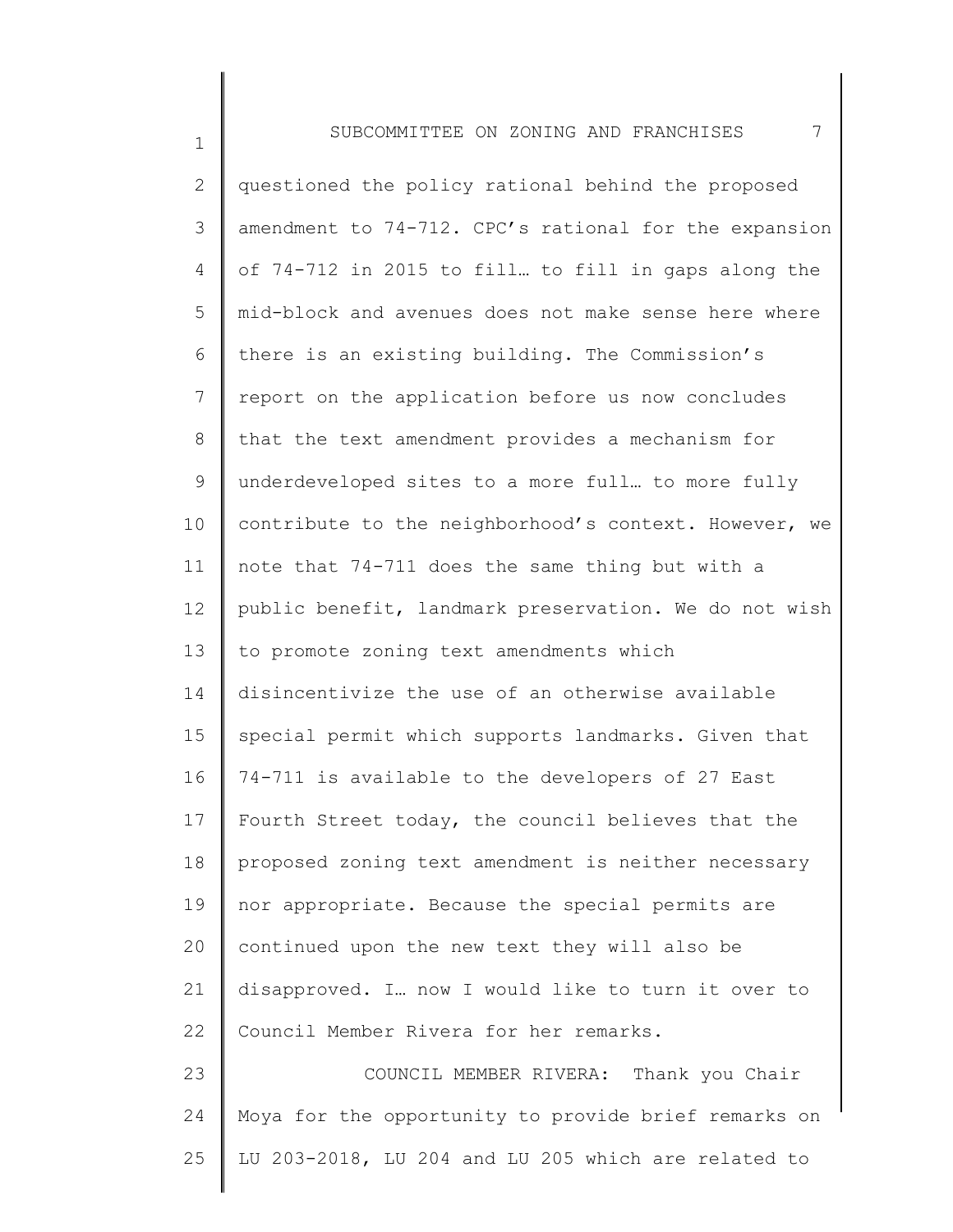questioned the policy rational behind the proposed amendment to 74-712. CPC's rational for the expansion of 74-712 in 2015 to fill… to fill in gaps along the mid-block and avenues does not make sense here where there is an existing building. The Commission's report on the application before us now concludes that the text amendment provides a mechanism for underdeveloped sites to a more full… to more fully contribute to the neighborhood's context. However, we note that 74-711 does the same thing but with a public benefit, landmark preservation. We do not wish to promote zoning text amendments which disincentivize the use of an otherwise available special permit which supports landmarks. Given that 74-711 is available to the developers of 27 East Fourth Street today, the council believes that the proposed zoning text amendment is neither necessary nor appropriate. Because the special permits are continued upon the new text they will also be disapproved. I… now I would like to turn it over to Council Member Rivera for her remarks.

COUNCIL MEMBER RIVERA: Thank you Chair Moya for the opportunity to provide brief remarks on LU 203-2018, LU 204 and LU 205 which are related to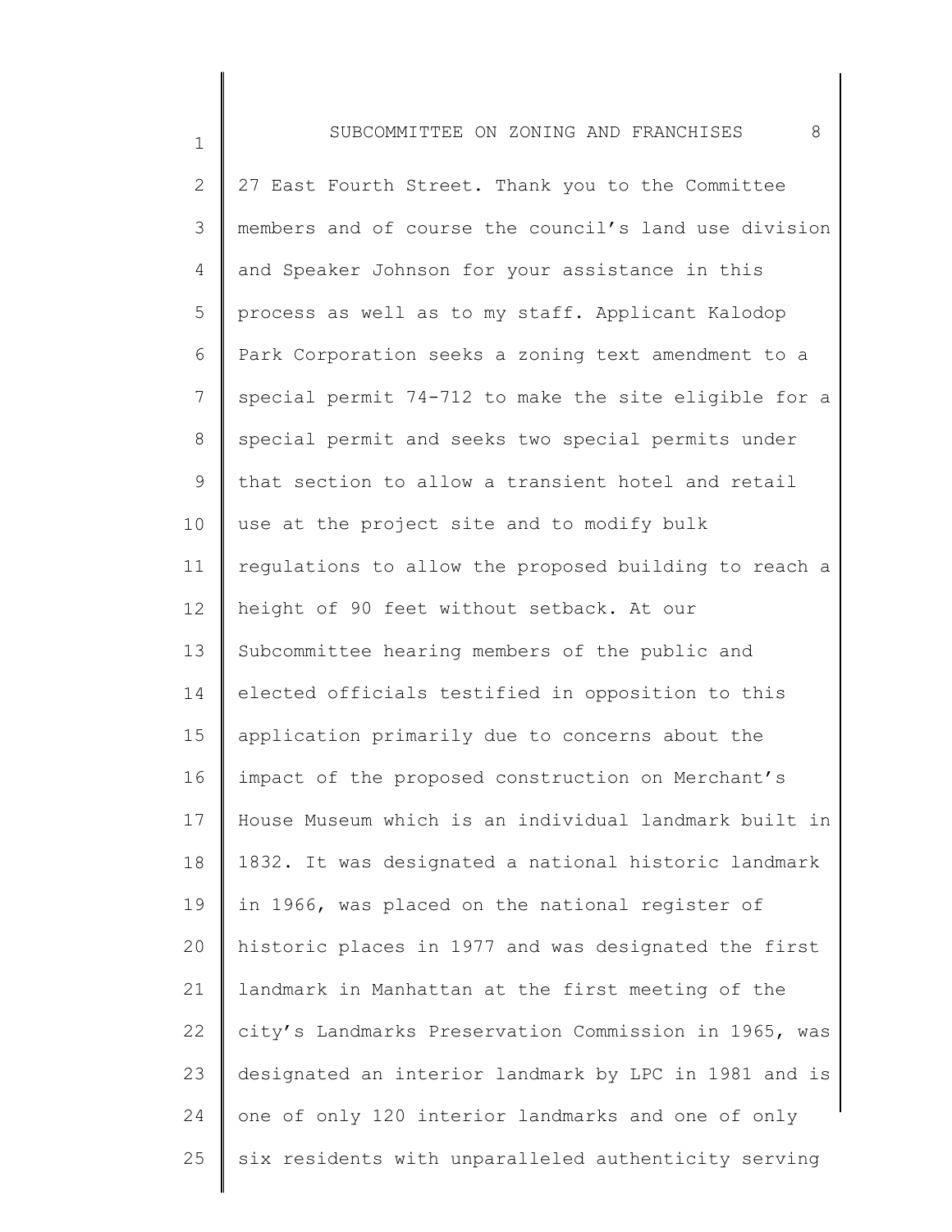27 East Fourth Street. Thank you to the Committee members and of course the council's land use division and Speaker Johnson for your assistance in this process as well as to my staff. Applicant Kalodop Park Corporation seeks a zoning text amendment to a special permit 74-712 to make the site eligible for a special permit and seeks two special permits under that section to allow a transient hotel and retail use at the project site and to modify bulk regulations to allow the proposed building to reach a height of 90 feet without setback. At our Subcommittee hearing members of the public and elected officials testified in opposition to this application primarily due to concerns about the impact of the proposed construction on Merchant's House Museum which is an individual landmark built in 1832. It was designated a national historic landmark in 1966, was placed on the national register of historic places in 1977 and was designated the first landmark in Manhattan at the first meeting of the city's Landmarks Preservation Commission in 1965, was designated an interior landmark by LPC in 1981 and is one of only 120 interior landmarks and one of only six residents with unparalleled authenticity serving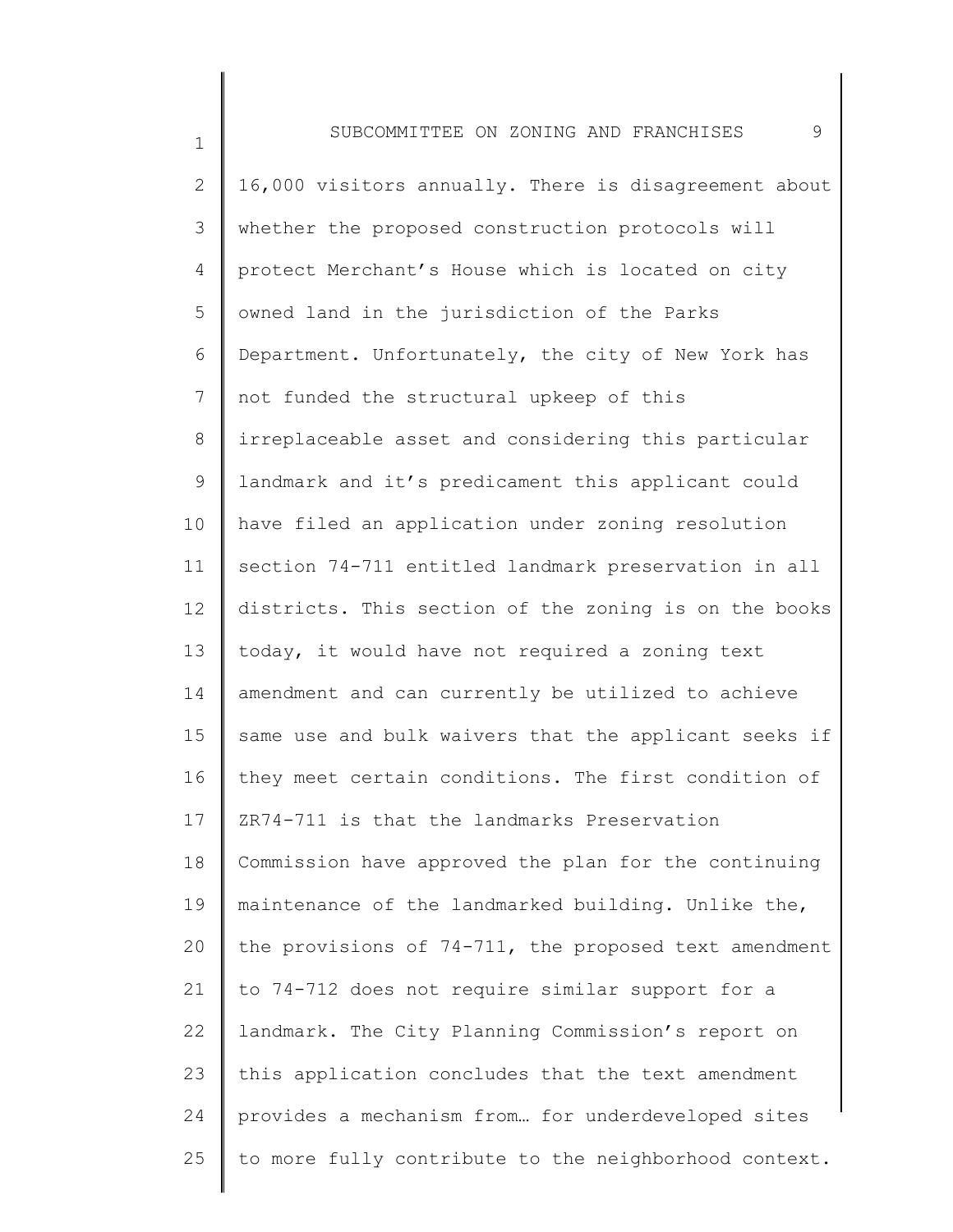16,000 visitors annually. There is disagreement about whether the proposed construction protocols will protect Merchant's House which is located on city owned land in the jurisdiction of the Parks Department. Unfortunately, the city of New York has not funded the structural upkeep of this irreplaceable asset and considering this particular landmark and it's predicament this applicant could have filed an application under zoning resolution section 74-711 entitled landmark preservation in all districts. This section of the zoning is on the books today, it would have not required a zoning text amendment and can currently be utilized to achieve same use and bulk waivers that the applicant seeks if they meet certain conditions. The first condition of ZR74-711 is that the landmarks Preservation Commission have approved the plan for the continuing maintenance of the landmarked building. Unlike the, the provisions of 74-711, the proposed text amendment to 74-712 does not require similar support for a landmark. The City Planning Commission's report on this application concludes that the text amendment provides a mechanism from… for underdeveloped sites to more fully contribute to the neighborhood context.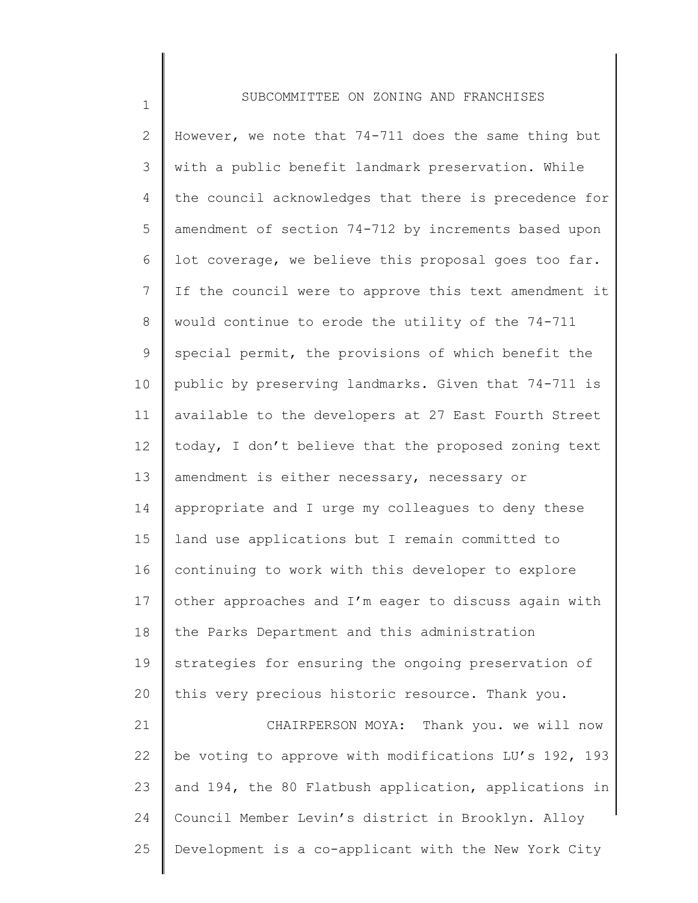However, we note that 74-711 does the same thing but with a public benefit landmark preservation. While the council acknowledges that there is precedence for amendment of section 74-712 by increments based upon lot coverage, we believe this proposal goes too far. If the council were to approve this text amendment it would continue to erode the utility of the 74-711 special permit, the provisions of which benefit the public by preserving landmarks. Given that 74-711 is available to the developers at 27 East Fourth Street today, I don't believe that the proposed zoning text amendment is either necessary, necessary or appropriate and I urge my colleagues to deny these land use applications but I remain committed to continuing to work with this developer to explore other approaches and I'm eager to discuss again with the Parks Department and this administration strategies for ensuring the ongoing preservation of this very precious historic resource. Thank you.

CHAIRPERSON MOYA: Thank you. we will now be voting to approve with modifications LU's 192, 193 and 194, the 80 Flatbush application, applications in Council Member Levin's district in Brooklyn. Alloy Development is a co-applicant with the New York City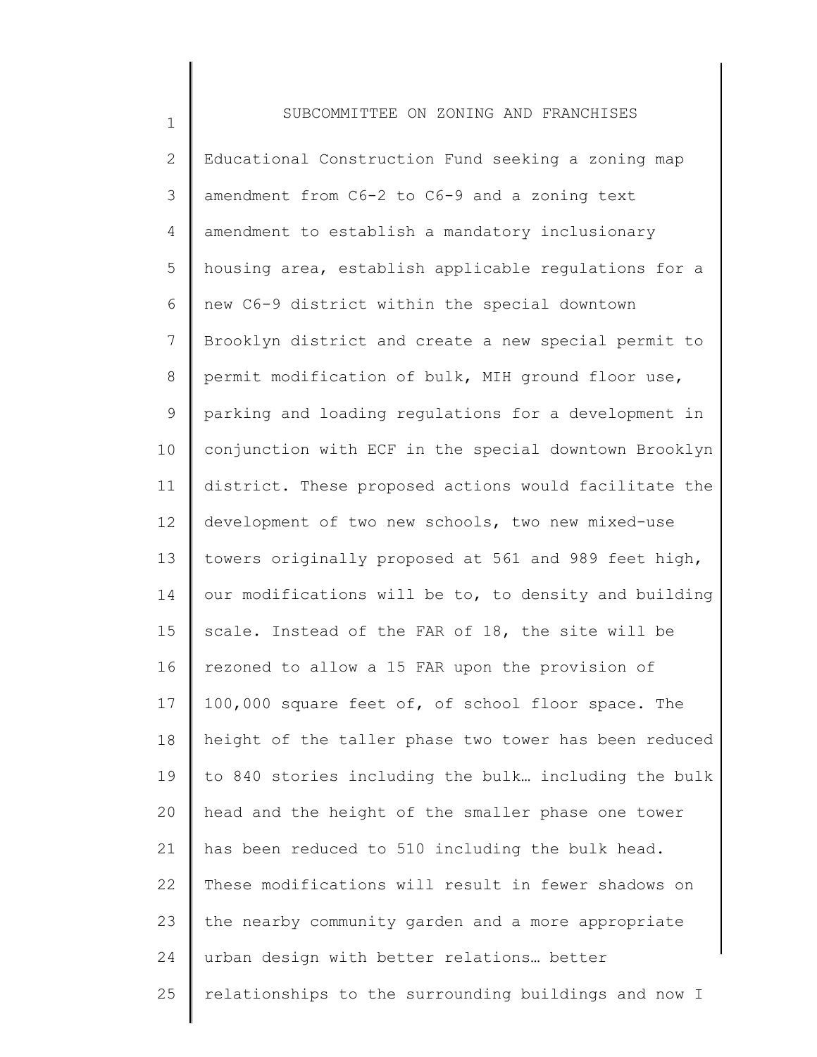Educational Construction Fund seeking a zoning map amendment from C6-2 to C6-9 and a zoning text amendment to establish a mandatory inclusionary housing area, establish applicable regulations for a new C6-9 district within the special downtown Brooklyn district and create a new special permit to permit modification of bulk, MIH ground floor use, parking and loading regulations for a development in conjunction with ECF in the special downtown Brooklyn district. These proposed actions would facilitate the development of two new schools, two new mixed-use towers originally proposed at 561 and 989 feet high, our modifications will be to, to density and building scale. Instead of the FAR of 18, the site will be rezoned to allow a 15 FAR upon the provision of 100,000 square feet of, of school floor space. The height of the taller phase two tower has been reduced to 840 stories including the bulk… including the bulk head and the height of the smaller phase one tower has been reduced to 510 including the bulk head. These modifications will result in fewer shadows on the nearby community garden and a more appropriate urban design with better relations… better relationships to the surrounding buildings and now I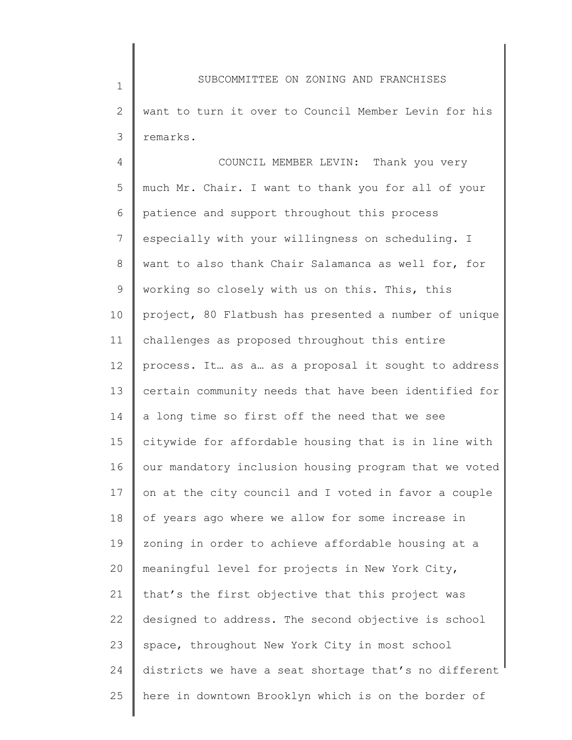want to turn it over to Council Member Levin for his remarks.

COUNCIL MEMBER LEVIN: Thank you very much Mr. Chair. I want to thank you for all of your patience and support throughout this process especially with your willingness on scheduling. I want to also thank Chair Salamanca as well for, for working so closely with us on this. This, this project, 80 Flatbush has presented a number of unique challenges as proposed throughout this entire process. It… as a… as a proposal it sought to address certain community needs that have been identified for a long time so first off the need that we see citywide for affordable housing that is in line with our mandatory inclusion housing program that we voted on at the city council and I voted in favor a couple of years ago where we allow for some increase in zoning in order to achieve affordable housing at a meaningful level for projects in New York City, that's the first objective that this project was designed to address. The second objective is school space, throughout New York City in most school districts we have a seat shortage that's no different here in downtown Brooklyn which is on the border of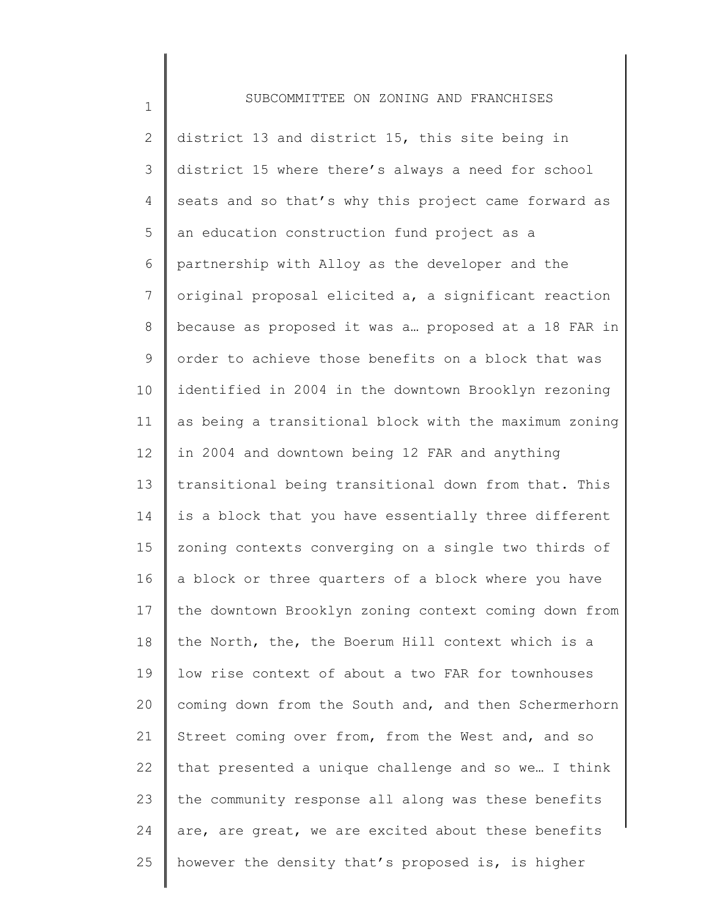district 13 and district 15, this site being in district 15 where there's always a need for school seats and so that's why this project came forward as an education construction fund project as a partnership with Alloy as the developer and the original proposal elicited a, a significant reaction because as proposed it was a… proposed at a 18 FAR in order to achieve those benefits on a block that was identified in 2004 in the downtown Brooklyn rezoning as being a transitional block with the maximum zoning in 2004 and downtown being 12 FAR and anything transitional being transitional down from that. This is a block that you have essentially three different zoning contexts converging on a single two thirds of a block or three quarters of a block where you have the downtown Brooklyn zoning context coming down from the North, the, the Boerum Hill context which is a low rise context of about a two FAR for townhouses coming down from the South and, and then Schermerhorn Street coming over from, from the West and, and so that presented a unique challenge and so we… I think the community response all along was these benefits are, are great, we are excited about these benefits however the density that's proposed is, is higher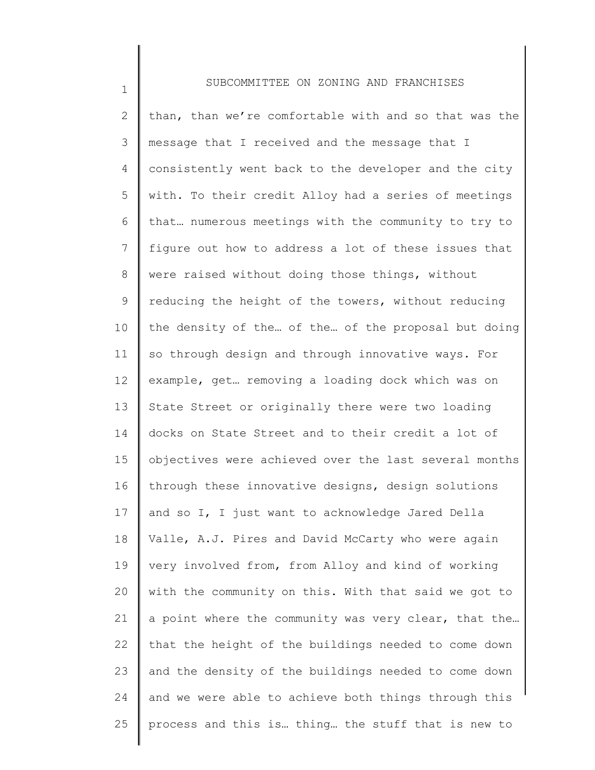than, than we're comfortable with and so that was the message that I received and the message that I consistently went back to the developer and the city with. To their credit Alloy had a series of meetings that… numerous meetings with the community to try to figure out how to address a lot of these issues that were raised without doing those things, without reducing the height of the towers, without reducing the density of the… of the… of the proposal but doing so through design and through innovative ways. For example, get… removing a loading dock which was on State Street or originally there were two loading docks on State Street and to their credit a lot of objectives were achieved over the last several months through these innovative designs, design solutions and so I, I just want to acknowledge Jared Della Valle, A.J. Pires and David McCarty who were again very involved from, from Alloy and kind of working with the community on this. With that said we got to a point where the community was very clear, that the… that the height of the buildings needed to come down and the density of the buildings needed to come down and we were able to achieve both things through this process and this is… thing… the stuff that is new to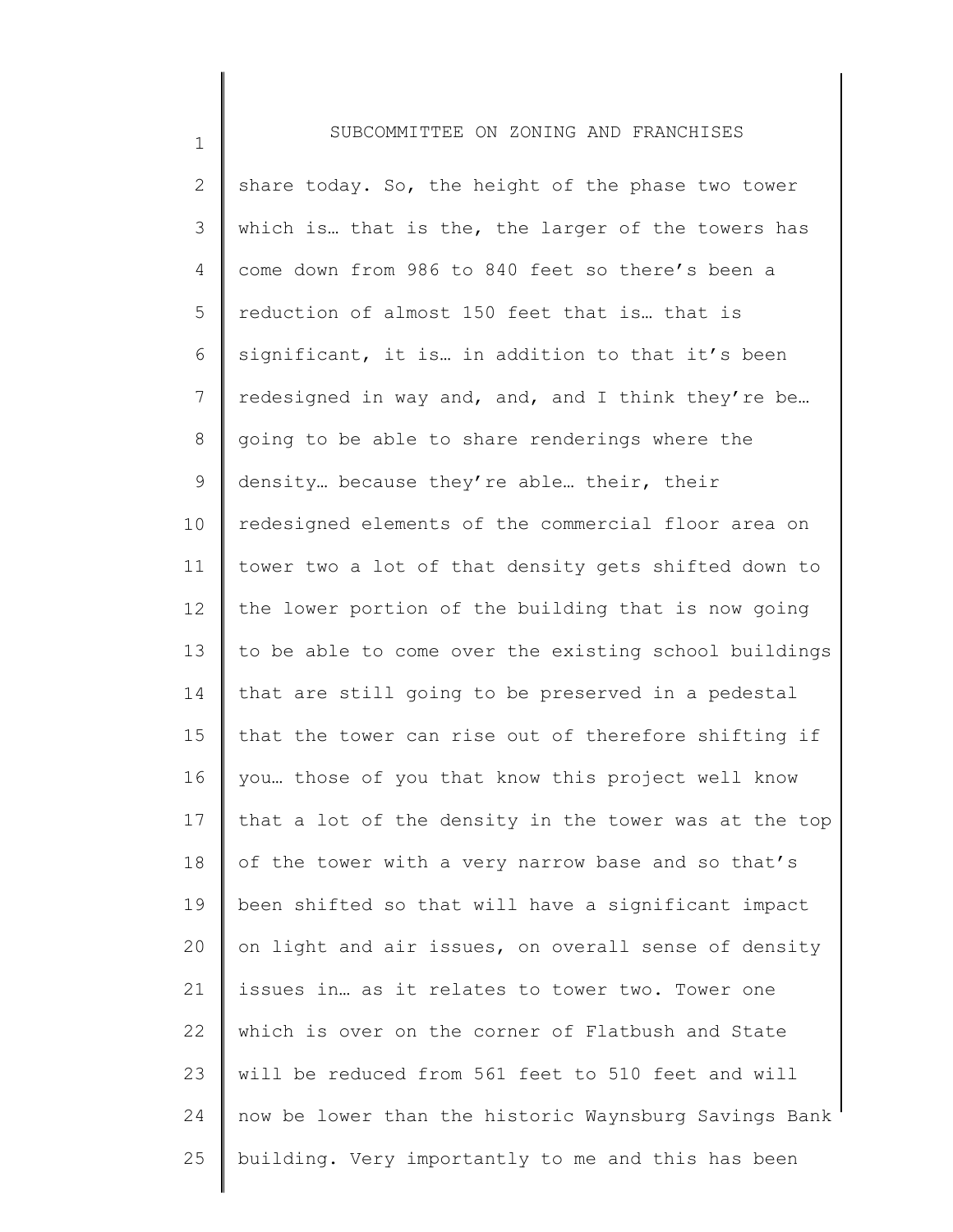share today. So, the height of the phase two tower which is… that is the, the larger of the towers has come down from 986 to 840 feet so there's been a reduction of almost 150 feet that is… that is significant, it is… in addition to that it's been redesigned in way and, and, and I think they're be… going to be able to share renderings where the density… because they're able… their, their redesigned elements of the commercial floor area on tower two a lot of that density gets shifted down to the lower portion of the building that is now going to be able to come over the existing school buildings that are still going to be preserved in a pedestal that the tower can rise out of therefore shifting if you… those of you that know this project well know that a lot of the density in the tower was at the top of the tower with a very narrow base and so that's been shifted so that will have a significant impact on light and air issues, on overall sense of density issues in… as it relates to tower two. Tower one which is over on the corner of Flatbush and State will be reduced from 561 feet to 510 feet and will now be lower than the historic Waynsburg Savings Bank building. Very importantly to me and this has been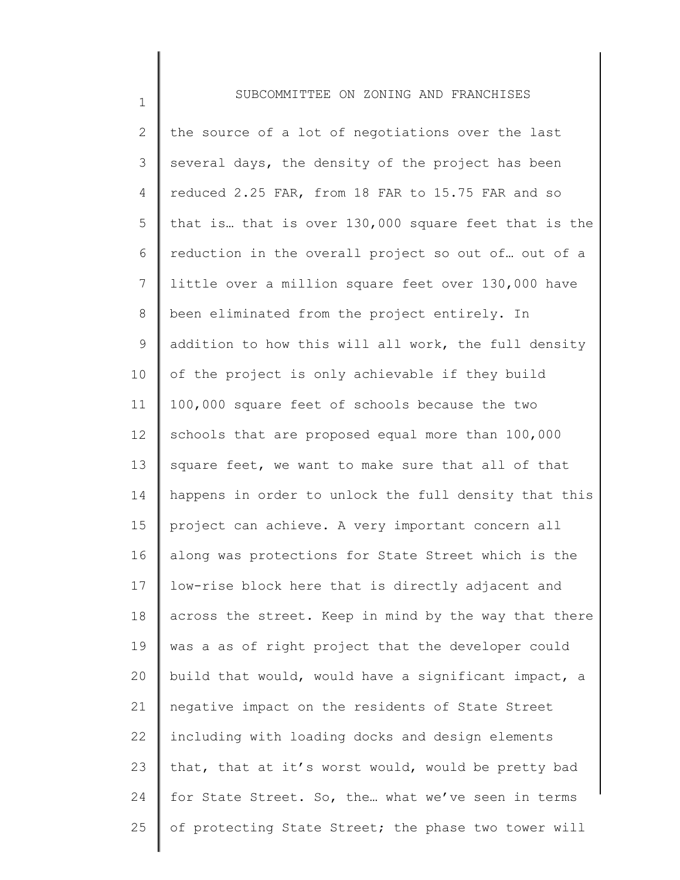the source of a lot of negotiations over the last several days, the density of the project has been reduced 2.25 FAR, from 18 FAR to 15.75 FAR and so that is… that is over 130,000 square feet that is the reduction in the overall project so out of… out of a little over a million square feet over 130,000 have been eliminated from the project entirely. In addition to how this will all work, the full density of the project is only achievable if they build 100,000 square feet of schools because the two schools that are proposed equal more than 100,000 square feet, we want to make sure that all of that happens in order to unlock the full density that this project can achieve. A very important concern all along was protections for State Street which is the low-rise block here that is directly adjacent and across the street. Keep in mind by the way that there was a as of right project that the developer could build that would, would have a significant impact, a negative impact on the residents of State Street including with loading docks and design elements that, that at it's worst would, would be pretty bad for State Street. So, the… what we've seen in terms of protecting State Street; the phase two tower will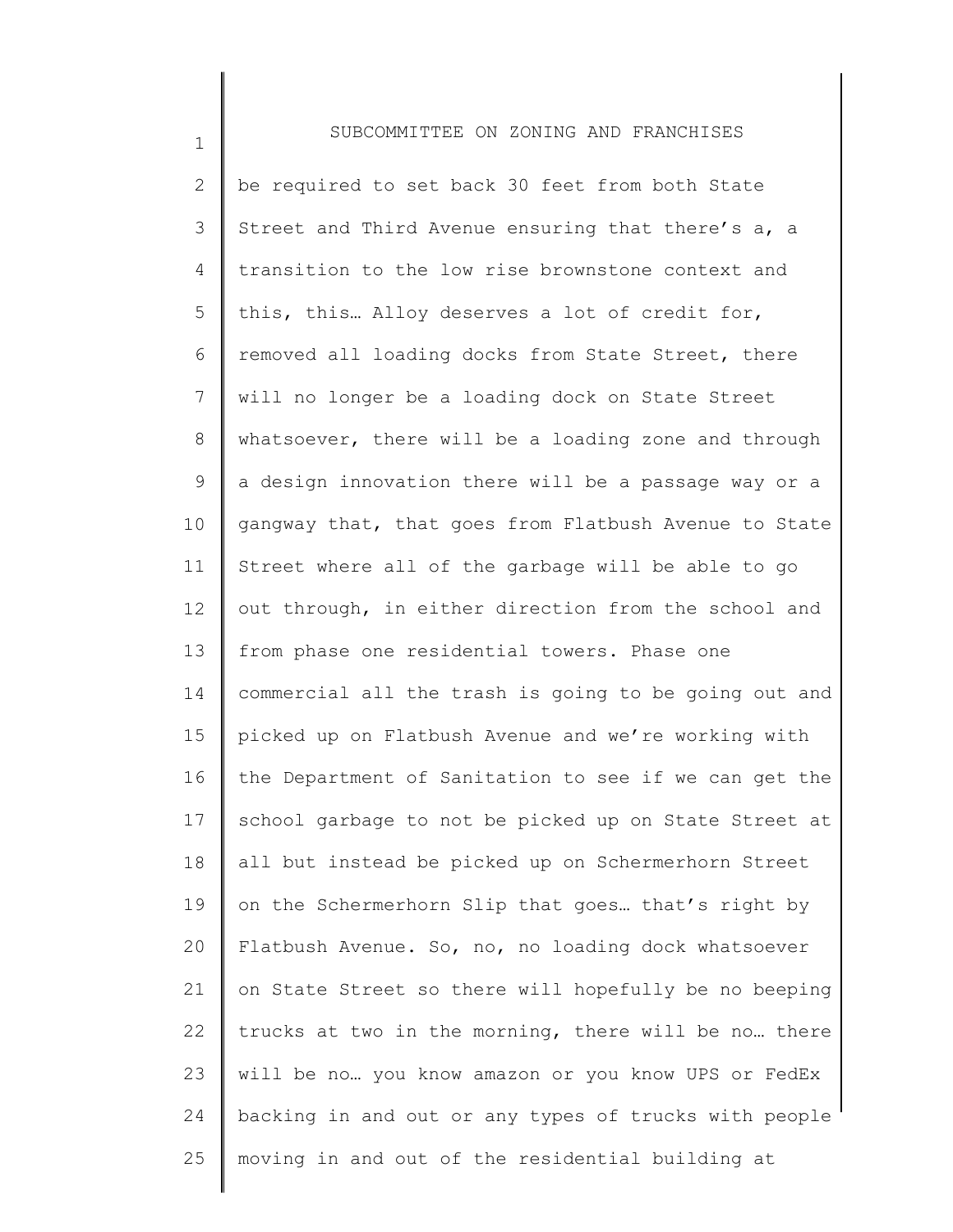be required to set back 30 feet from both State Street and Third Avenue ensuring that there's a, a transition to the low rise brownstone context and this, this… Alloy deserves a lot of credit for, removed all loading docks from State Street, there will no longer be a loading dock on State Street whatsoever, there will be a loading zone and through a design innovation there will be a passage way or a gangway that, that goes from Flatbush Avenue to State Street where all of the garbage will be able to go out through, in either direction from the school and from phase one residential towers. Phase one commercial all the trash is going to be going out and picked up on Flatbush Avenue and we're working with the Department of Sanitation to see if we can get the school garbage to not be picked up on State Street at all but instead be picked up on Schermerhorn Street on the Schermerhorn Slip that goes… that's right by Flatbush Avenue. So, no, no loading dock whatsoever on State Street so there will hopefully be no beeping trucks at two in the morning, there will be no… there will be no… you know amazon or you know UPS or FedEx backing in and out or any types of trucks with people moving in and out of the residential building at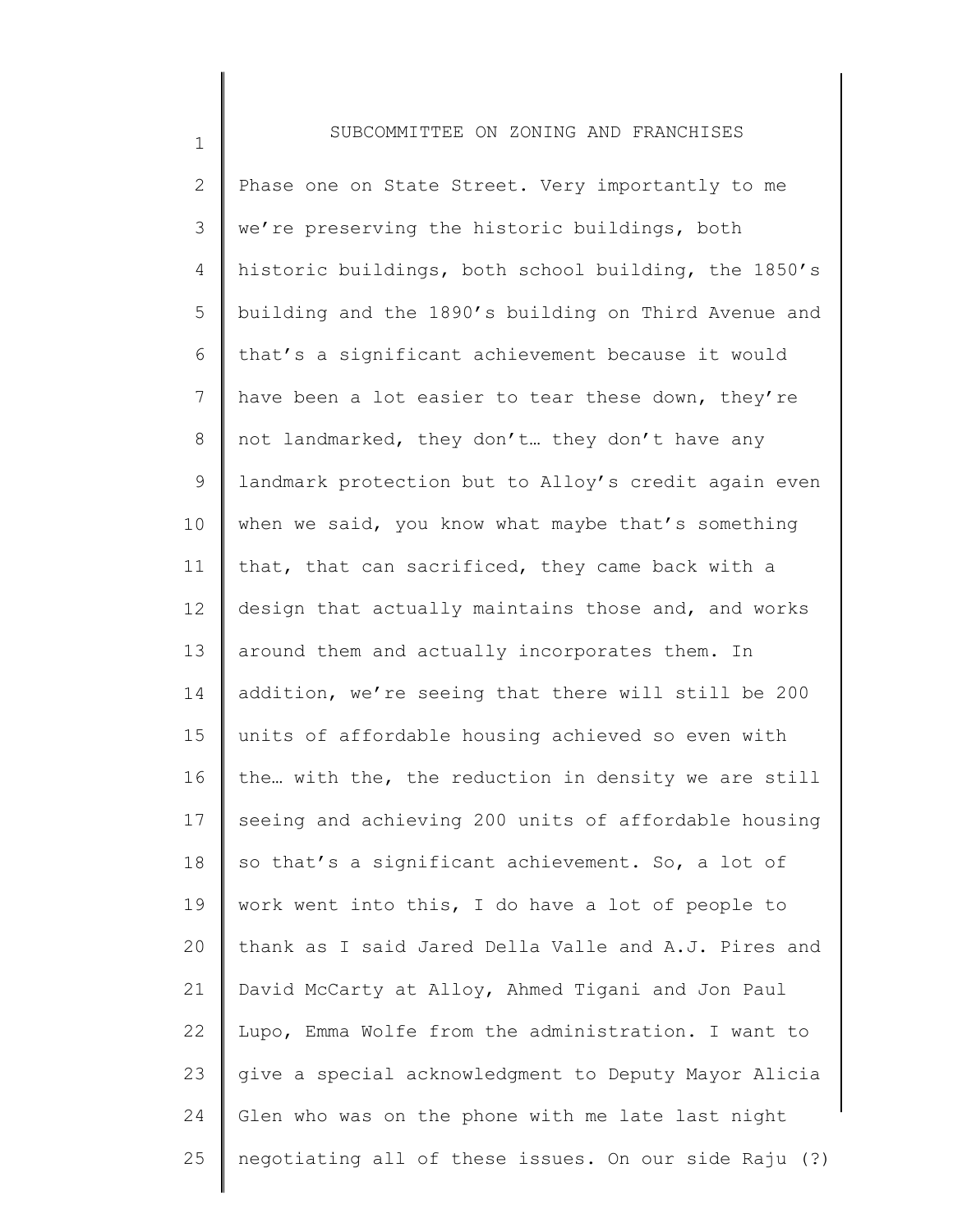Phase one on State Street. Very importantly to me we're preserving the historic buildings, both historic buildings, both school building, the 1850's building and the 1890's building on Third Avenue and that's a significant achievement because it would have been a lot easier to tear these down, they're not landmarked, they don't… they don't have any landmark protection but to Alloy's credit again even when we said, you know what maybe that's something that, that can sacrificed, they came back with a design that actually maintains those and, and works around them and actually incorporates them. In addition, we're seeing that there will still be 200 units of affordable housing achieved so even with the… with the, the reduction in density we are still seeing and achieving 200 units of affordable housing so that's a significant achievement. So, a lot of work went into this, I do have a lot of people to thank as I said Jared Della Valle and A.J. Pires and David McCarty at Alloy, Ahmed Tigani and Jon Paul Lupo, Emma Wolfe from the administration. I want to give a special acknowledgment to Deputy Mayor Alicia Glen who was on the phone with me late last night negotiating all of these issues. On our side Raju (?)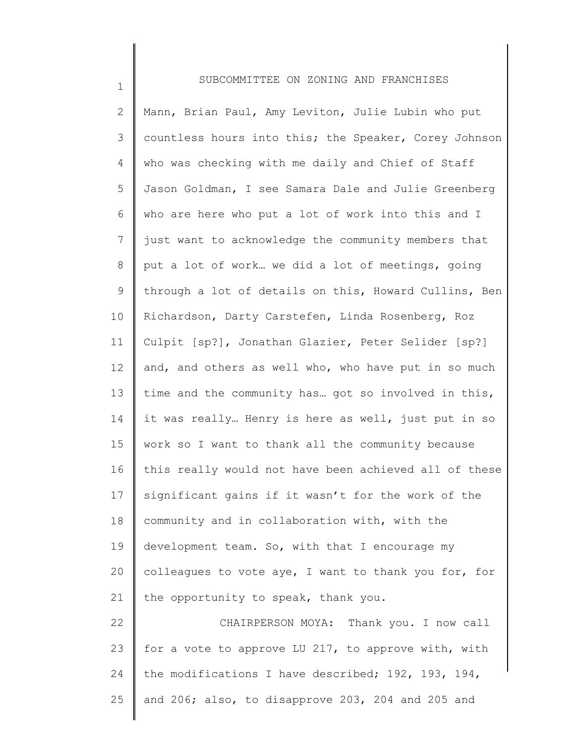Mann, Brian Paul, Amy Leviton, Julie Lubin who put countless hours into this; the Speaker, Corey Johnson who was checking with me daily and Chief of Staff Jason Goldman, I see Samara Dale and Julie Greenberg who are here who put a lot of work into this and I just want to acknowledge the community members that put a lot of work… we did a lot of meetings, going through a lot of details on this, Howard Cullins, Ben Richardson, Darty Carstefen, Linda Rosenberg, Roz Culpit [sp?], Jonathan Glazier, Peter Selider [sp?] and, and others as well who, who have put in so much time and the community has… got so involved in this, it was really… Henry is here as well, just put in so work so I want to thank all the community because this really would not have been achieved all of these significant gains if it wasn't for the work of the community and in collaboration with, with the development team. So, with that I encourage my colleagues to vote aye, I want to thank you for, for the opportunity to speak, thank you.

CHAIRPERSON MOYA: Thank you. I now call for a vote to approve LU 217, to approve with, with the modifications I have described; 192, 193, 194, and 206; also, to disapprove 203, 204 and 205 and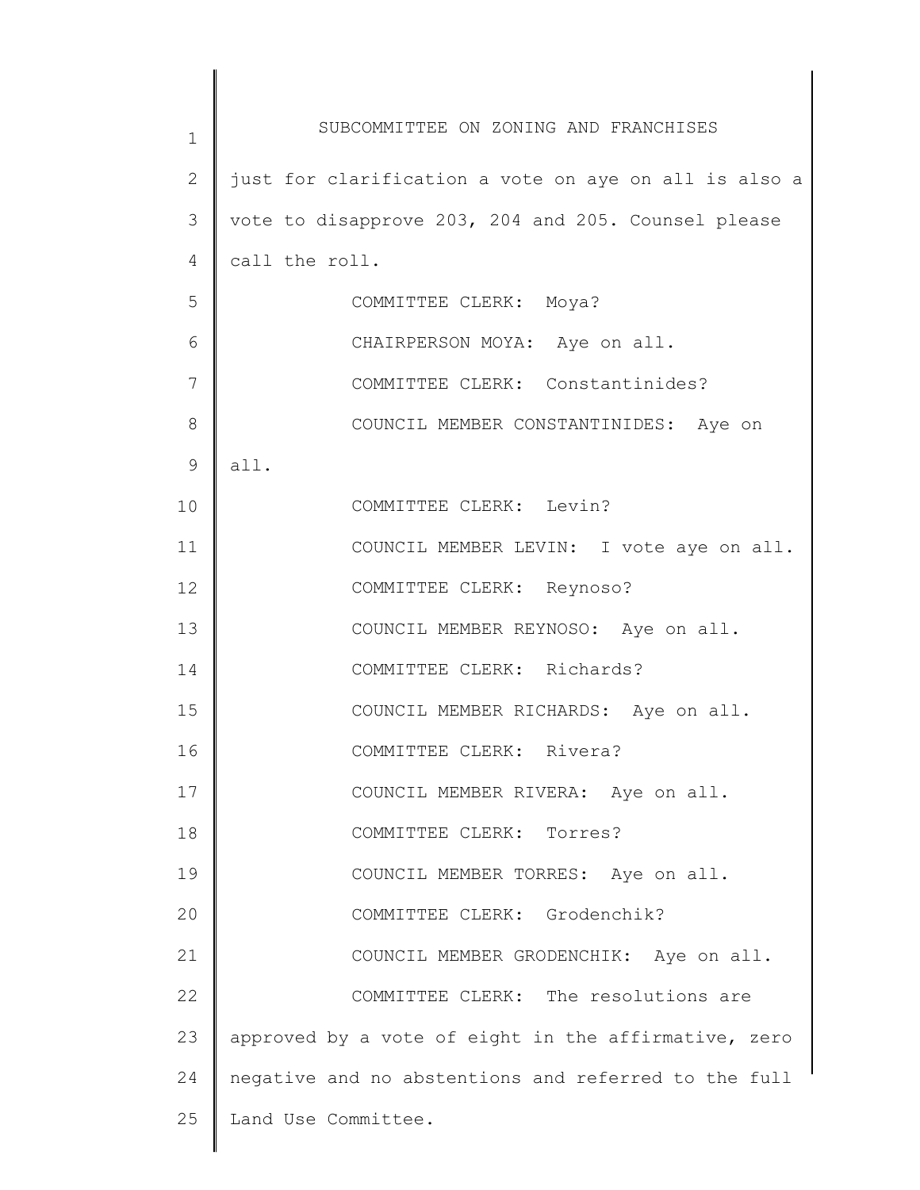just for clarification a vote on aye on all is also a vote to disapprove 203, 204 and 205. Counsel please call the roll.

COMMITTEE CLERK: Moya?

CHAIRPERSON MOYA: Aye on all.

COMMITTEE CLERK: Constantinides?

COUNCIL MEMBER CONSTANTINIDES: Aye on all.

COMMITTEE CLERK: Levin?

COUNCIL MEMBER LEVIN: I vote aye on all.

COMMITTEE CLERK: Reynoso?

COUNCIL MEMBER REYNOSO: Aye on all.

COMMITTEE CLERK: Richards?

COUNCIL MEMBER RICHARDS: Aye on all.

COMMITTEE CLERK: Rivera?

COUNCIL MEMBER RIVERA: Aye on all.

COMMITTEE CLERK: Torres?

COUNCIL MEMBER TORRES: Aye on all.

COMMITTEE CLERK: Grodenchik?

COUNCIL MEMBER GRODENCHIK: Aye on all.

COMMITTEE CLERK: The resolutions are approved by a vote of eight in the affirmative, zero negative and no abstentions and referred to the full Land Use Committee.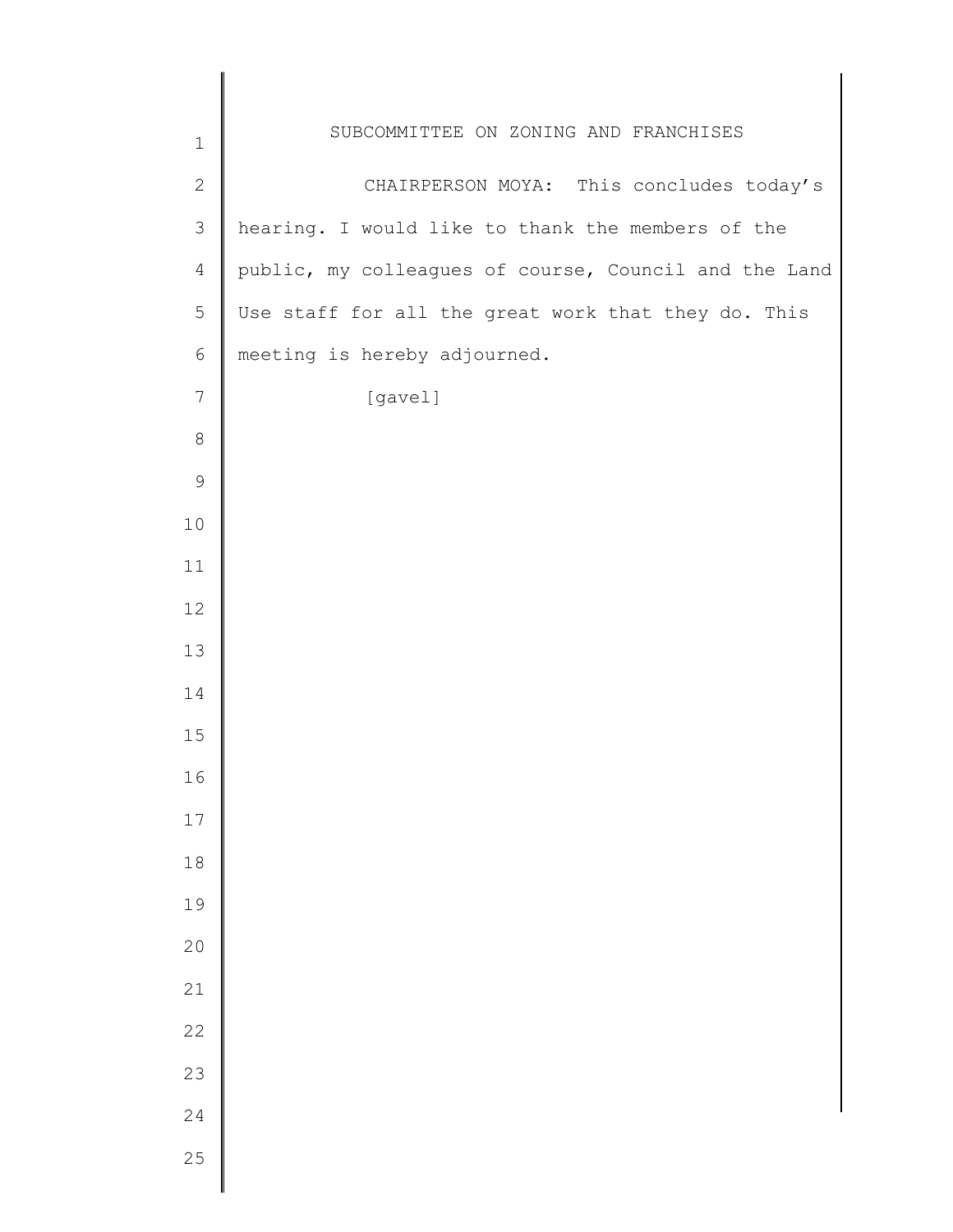CHAIRPERSON MOYA: This concludes today's hearing. I would like to thank the members of the public, my colleagues of course, Council and the Land Use staff for all the great work that they do. This meeting is hereby adjourned.

[gavel]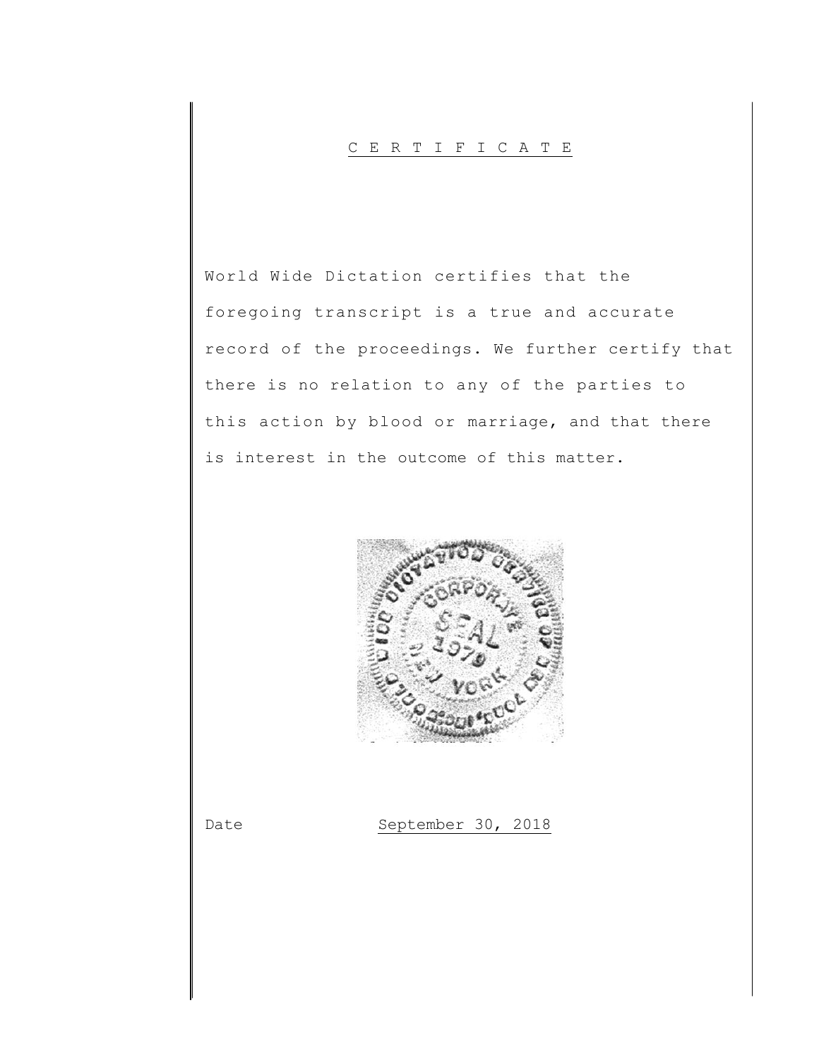# C E R T I F I C A T E

World Wide Dictation certifies that the foregoing transcript is a true and accurate record of the proceedings. We further certify that there is no relation to any of the parties to this action by blood or marriage, and that there is interest in the outcome of this matter.

Date September 30, 2018